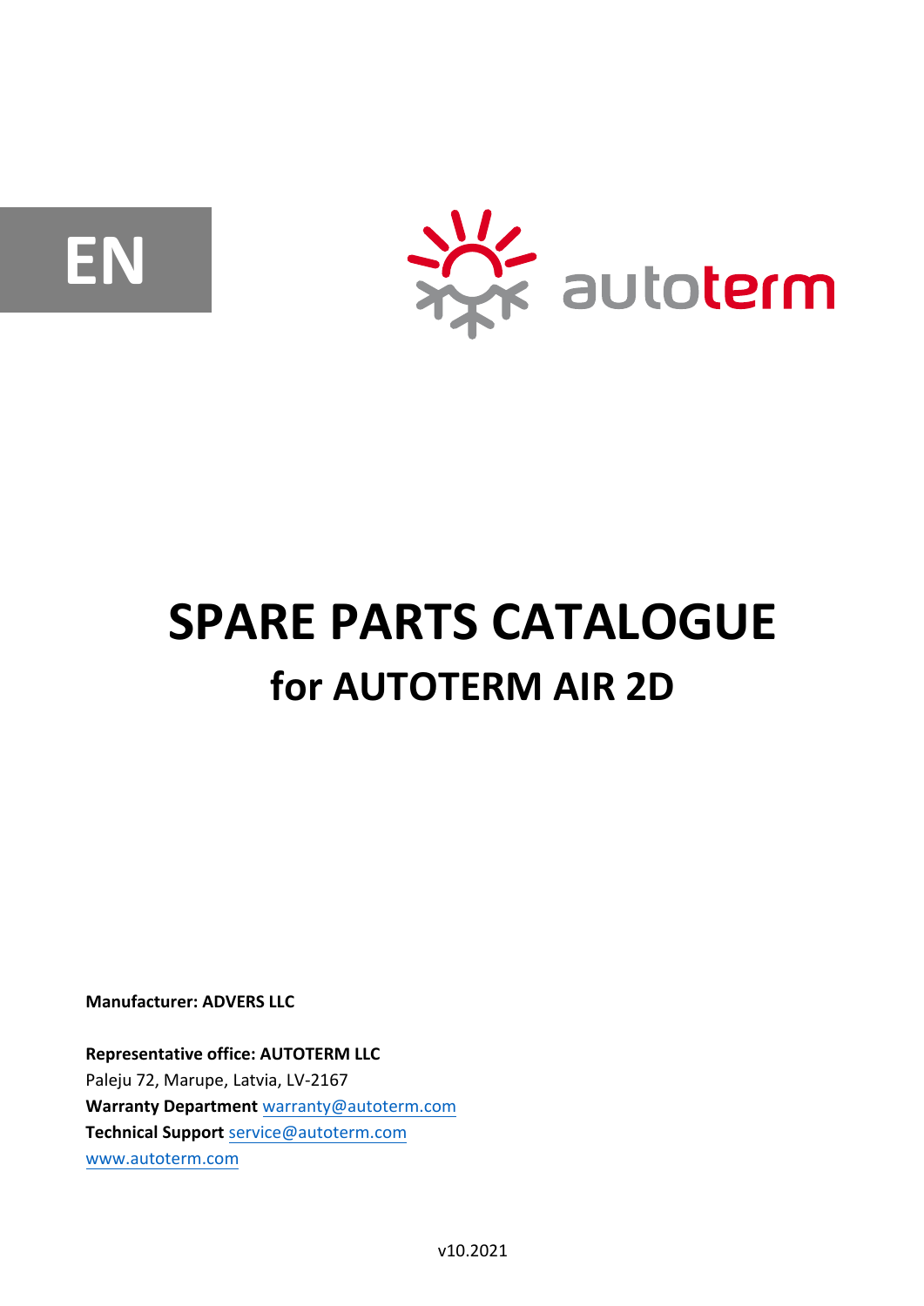EN

autoterm

# SPARE PARTS CATALOGUE

## for AUTOTERM AIR 2D

**Manufacturer: ADVERS LLC**

**Representative office: AUTOTERM LLC**
Paleju 72, Marupe, Latvia, LV-2167
**Warranty Department** warranty@autoterm.com
**Technical Support** service@autoterm.com
www.autoterm.com

v10.2021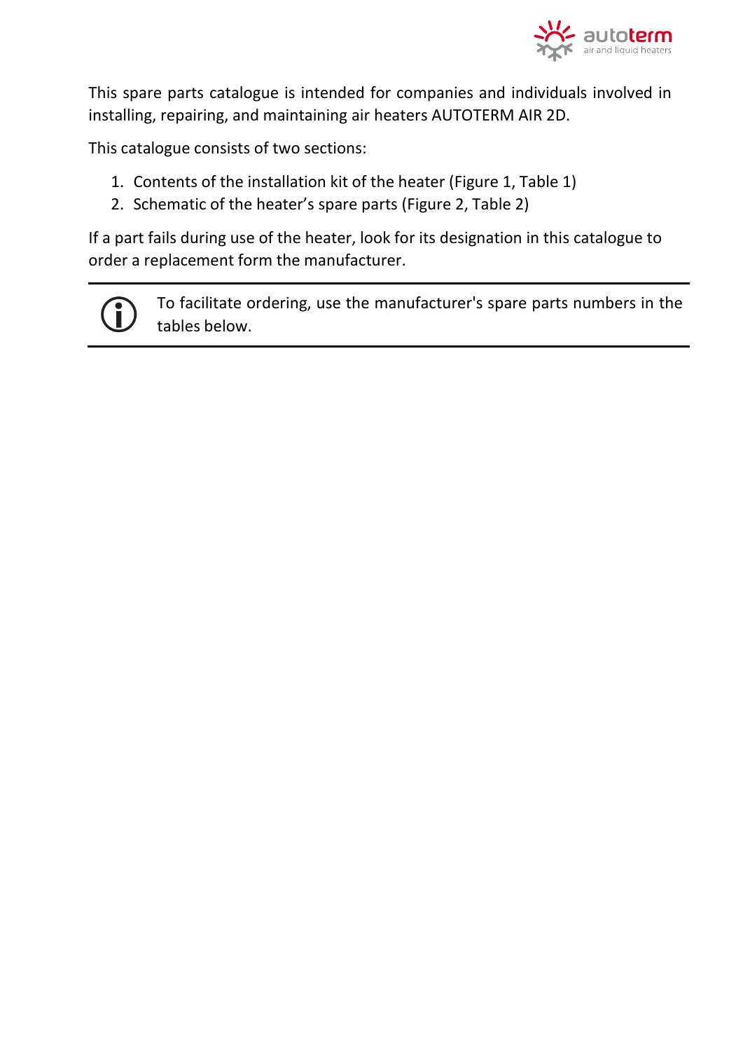This spare parts catalogue is intended for companies and individuals involved in installing, repairing, and maintaining air heaters AUTOTERM AIR 2D.

This catalogue consists of two sections:

1. Contents of the installation kit of the heater (Figure 1, Table 1)
2. Schematic of the heater’s spare parts (Figure 2, Table 2)

If a part fails during use of the heater, look for its designation in this catalogue to order a replacement form the manufacturer.

---

To facilitate ordering, use the manufacturer's spare parts numbers in the tables below.

---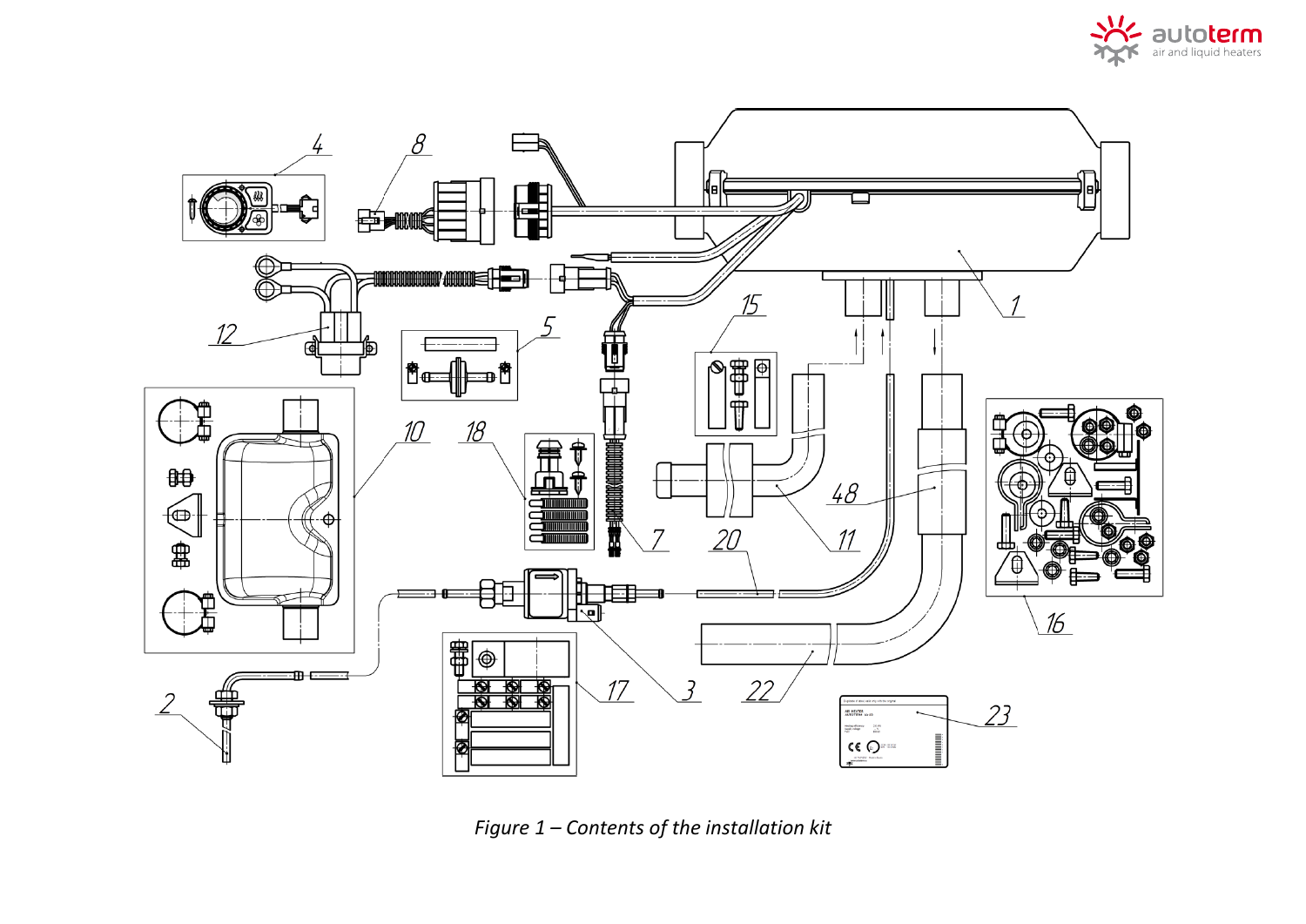*Figure 1 – Contents of the installation kit*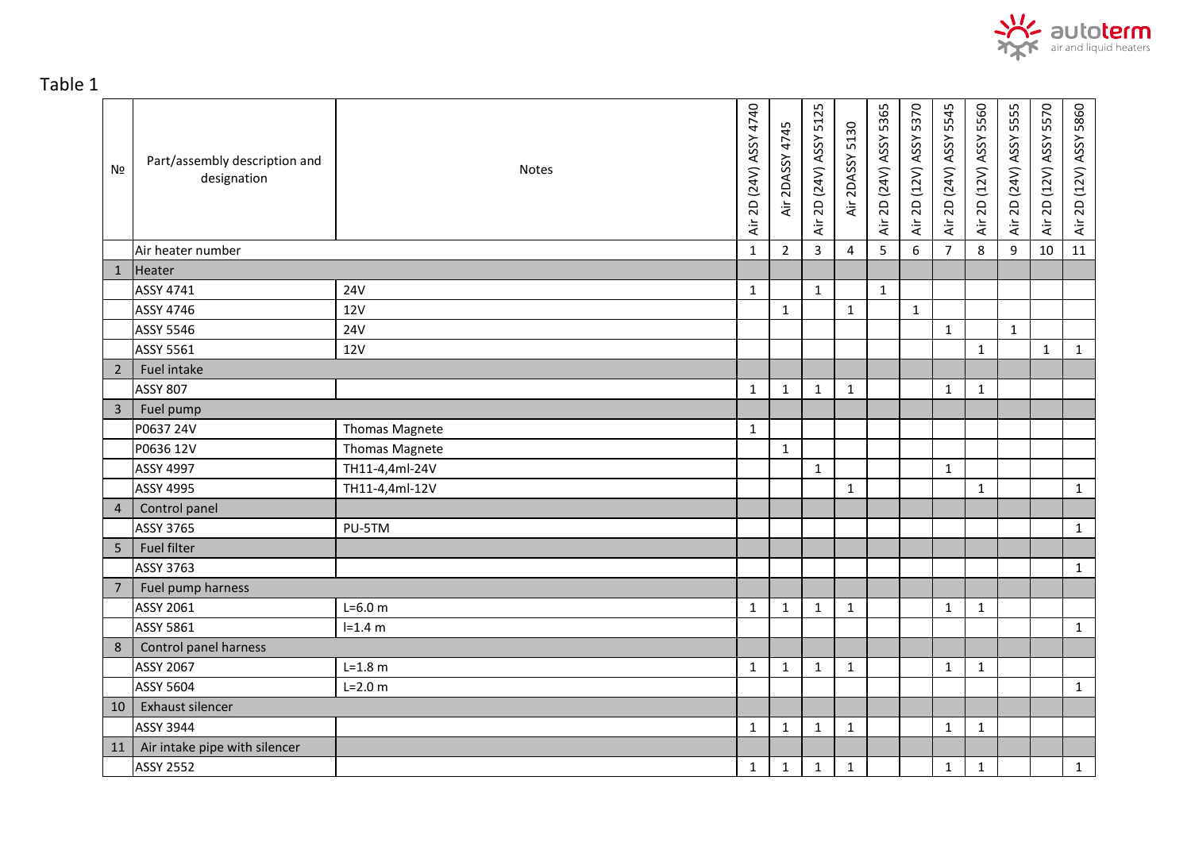Table 1

| № | Part/assembly description and designation | Notes | Air 2D (24V) ASSY 4740 | Air 2DASSY 4745 | Air 2D (24V) ASSY 5125 | Air 2DASSY 5130 | Air 2D (24V) ASSY 5365 | Air 2D (12V) ASSY 5370 | Air 2D (24V) ASSY 5545 | Air 2D (12V) ASSY 5560 | Air 2D (24V) ASSY 5555 | Air 2D (12V) ASSY 5570 | Air 2D (12V) ASSY 5860 |
|---|---|---|---|---|---|---|---|---|---|---|---|---|---|
| | Air heater number | | 1 | 2 | 3 | 4 | 5 | 6 | 7 | 8 | 9 | 10 | 11 |
| 1 | Heater | | | | | | | | | | | | |
| | ASSY 4741 | 24V | 1 | | 1 | | 1 | | | | | | |
| | ASSY 4746 | 12V | | 1 | | 1 | | 1 | | | | | |
| | ASSY 5546 | 24V | | | | | | | 1 | | 1 | | |
| | ASSY 5561 | 12V | | | | | | | | 1 | | 1 | 1 |
| 2 | Fuel intake | | | | | | | | | | | | |
| | ASSY 807 | | 1 | 1 | 1 | 1 | | | 1 | 1 | | | |
| 3 | Fuel pump | | | | | | | | | | | | |
| | P0637 24V | Thomas Magnete | 1 | | | | | | | | | | |
| | P0636 12V | Thomas Magnete | | 1 | | | | | | | | | |
| | ASSY 4997 | TH11-4,4ml-24V | | | 1 | | | | 1 | | | | |
| | ASSY 4995 | TH11-4,4ml-12V | | | | 1 | | | | 1 | | | 1 |
| 4 | Control panel | | | | | | | | | | | | |
| | ASSY 3765 | PU-5TM | | | | | | | | | | | 1 |
| 5 | Fuel filter | | | | | | | | | | | | |
| | ASSY 3763 | | | | | | | | | | | | 1 |
| 7 | Fuel pump harness | | | | | | | | | | | | |
| | ASSY 2061 | L=6.0 m | 1 | 1 | 1 | 1 | | | 1 | 1 | | | |
| | ASSY 5861 | l=1.4 m | | | | | | | | | | | 1 |
| 8 | Control panel harness | | | | | | | | | | | | |
| | ASSY 2067 | L=1.8 m | 1 | 1 | 1 | 1 | | | 1 | 1 | | | |
| | ASSY 5604 | L=2.0 m | | | | | | | | | | | 1 |
| 10 | Exhaust silencer | | | | | | | | | | | | |
| | ASSY 3944 | | 1 | 1 | 1 | 1 | | | 1 | 1 | | | |
| 11 | Air intake pipe with silencer | | | | | | | | | | | | |
| | ASSY 2552 | | 1 | 1 | 1 | 1 | | | 1 | 1 | | | 1 |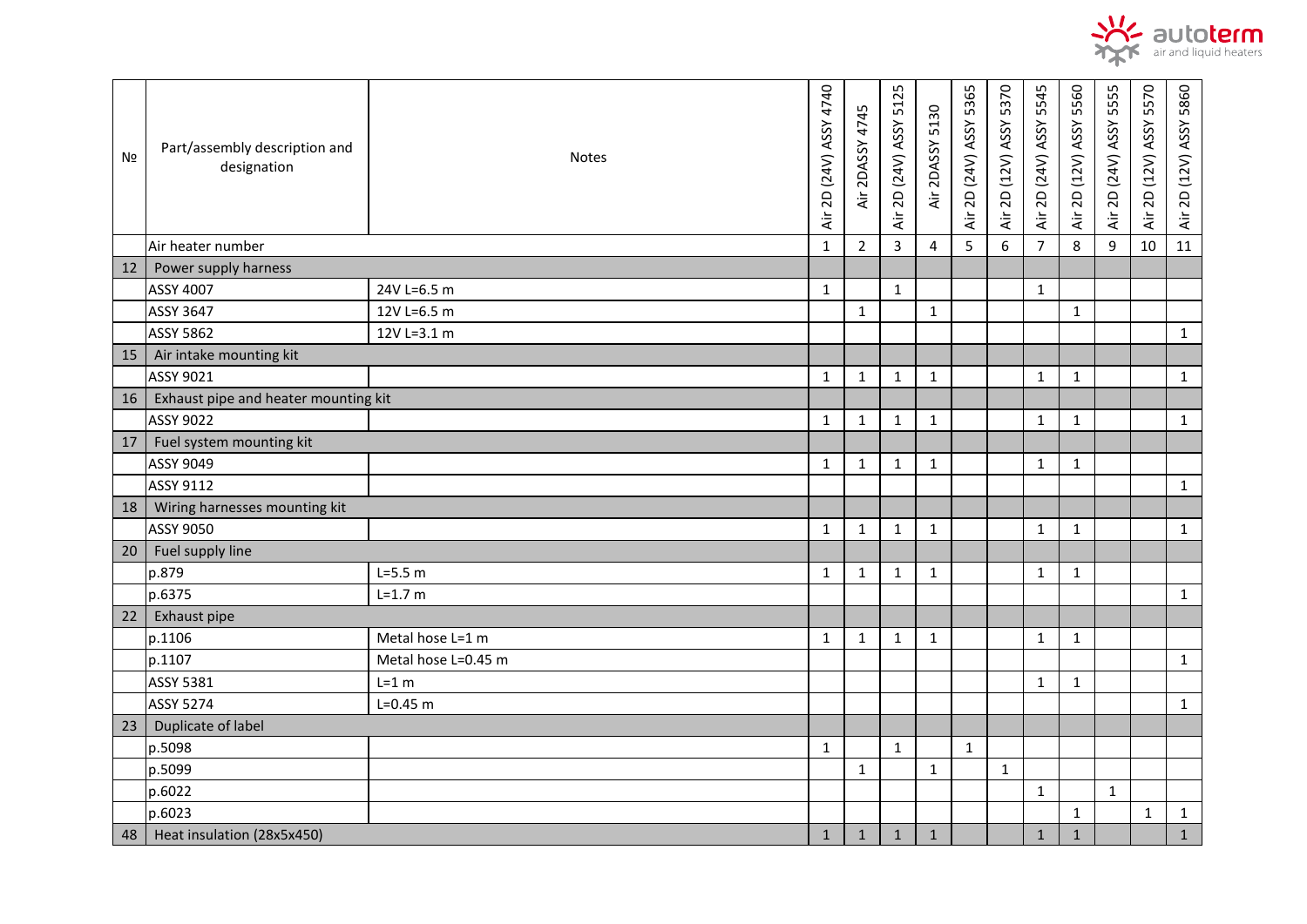| № | Part/assembly description and designation | Notes | Air 2D (24V) ASSY 4740 | Air 2DASSY 4745 | Air 2D (24V) ASSY 5125 | Air 2DASSY 5130 | Air 2D (24V) ASSY 5365 | Air 2D (12V) ASSY 5370 | Air 2D (24V) ASSY 5545 | Air 2D (12V) ASSY 5560 | Air 2D (24V) ASSY 5555 | Air 2D (12V) ASSY 5570 | Air 2D (12V) ASSY 5860 |
|---|---|---|---|---|---|---|---|---|---|---|---|---|---|
| | Air heater number | | 1 | 2 | 3 | 4 | 5 | 6 | 7 | 8 | 9 | 10 | 11 |
| 12 | Power supply harness | | | | | | | | | | | | |
| | ASSY 4007 | 24V L=6.5 m | 1 | | 1 | | | | 1 | | | | |
| | ASSY 3647 | 12V L=6.5 m | | 1 | | 1 | | | | 1 | | | |
| | ASSY 5862 | 12V L=3.1 m | | | | | | | | | | | 1 |
| 15 | Air intake mounting kit | | | | | | | | | | | | |
| | ASSY 9021 | | 1 | 1 | 1 | 1 | | | 1 | 1 | | | 1 |
| 16 | Exhaust pipe and heater mounting kit | | | | | | | | | | | | |
| | ASSY 9022 | | 1 | 1 | 1 | 1 | | | 1 | 1 | | | 1 |
| 17 | Fuel system mounting kit | | | | | | | | | | | | |
| | ASSY 9049 | | 1 | 1 | 1 | 1 | | | 1 | 1 | | | |
| | ASSY 9112 | | | | | | | | | | | | 1 |
| 18 | Wiring harnesses mounting kit | | | | | | | | | | | | |
| | ASSY 9050 | | 1 | 1 | 1 | 1 | | | 1 | 1 | | | 1 |
| 20 | Fuel supply line | | | | | | | | | | | | |
| | p.879 | L=5.5 m | 1 | 1 | 1 | 1 | | | 1 | 1 | | | |
| | p.6375 | L=1.7 m | | | | | | | | | | | 1 |
| 22 | Exhaust pipe | | | | | | | | | | | | |
| | p.1106 | Metal hose L=1 m | 1 | 1 | 1 | 1 | | | 1 | 1 | | | |
| | p.1107 | Metal hose L=0.45 m | | | | | | | | | | | 1 |
| | ASSY 5381 | L=1 m | | | | | | | 1 | 1 | | | |
| | ASSY 5274 | L=0.45 m | | | | | | | | | | | 1 |
| 23 | Duplicate of label | | | | | | | | | | | | |
| | p.5098 | | 1 | | 1 | | 1 | | | | | | |
| | p.5099 | | | 1 | | 1 | | 1 | | | | | |
| | p.6022 | | | | | | | | 1 | | 1 | | |
| | p.6023 | | | | | | | | | 1 | | 1 | 1 |
| 48 | Heat insulation (28x5x450) | | 1 | 1 | 1 | 1 | | | 1 | 1 | | | 1 |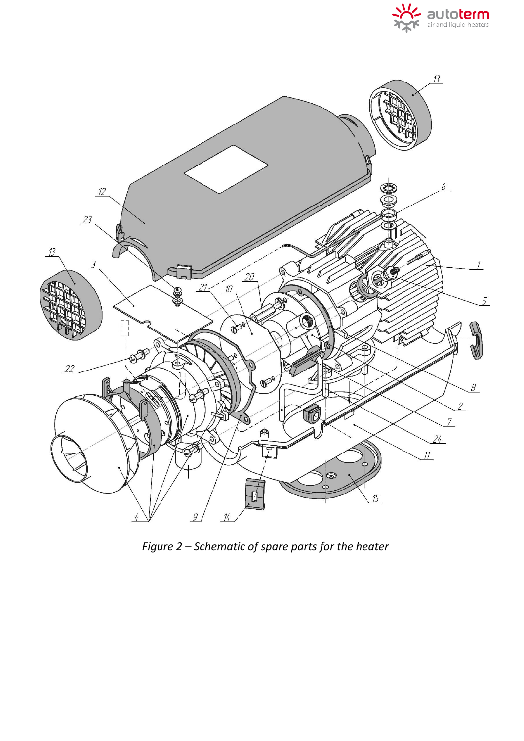*Figure 2 – Schematic of spare parts for the heater*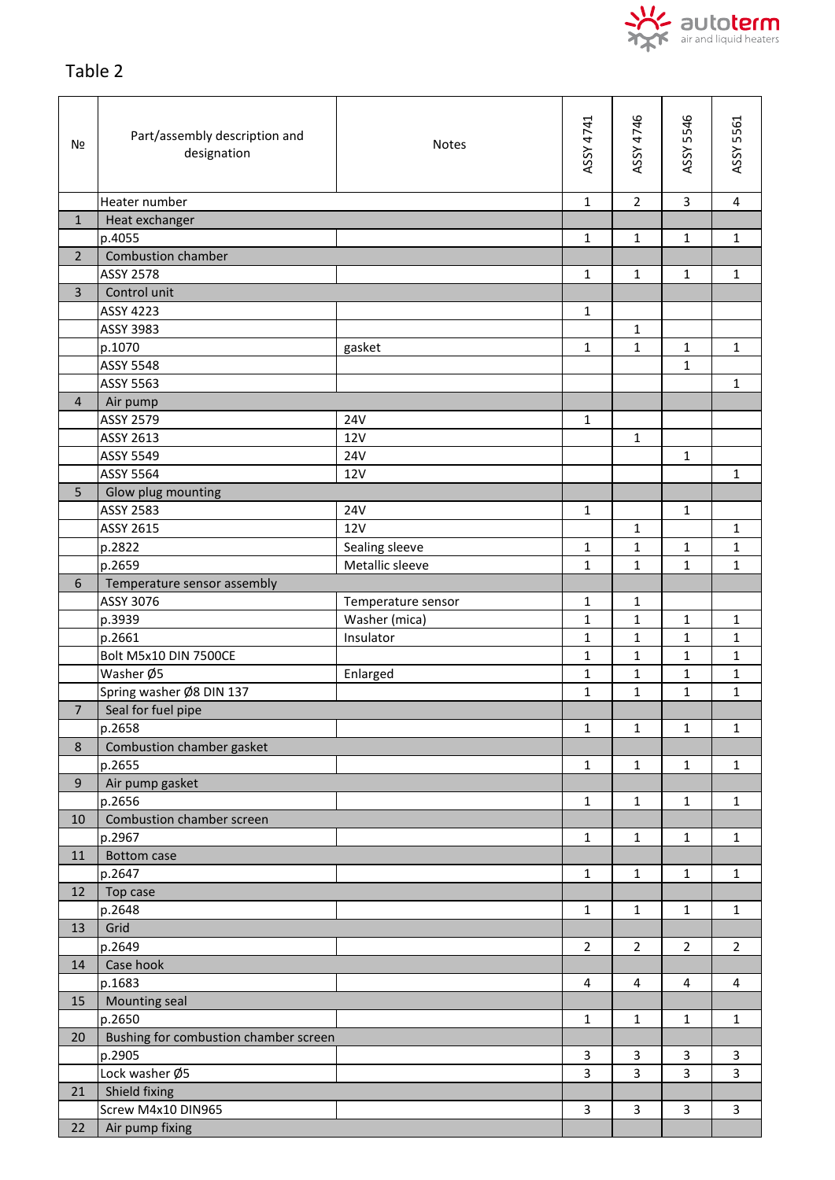Table 2

| № | Part/assembly description and designation | Notes | ASSY 4741 | ASSY 4746 | ASSY 5546 | ASSY 5561 |
|---|---|---|---|---|---|---|
| | Heater number | | 1 | 2 | 3 | 4 |
| 1 | Heat exchanger | | | | | |
| | p.4055 | | 1 | 1 | 1 | 1 |
| 2 | Combustion chamber | | | | | |
| | ASSY 2578 | | 1 | 1 | 1 | 1 |
| 3 | Control unit | | | | | |
| | ASSY 4223 | | 1 | | | |
| | ASSY 3983 | | | 1 | | |
| | p.1070 | gasket | 1 | 1 | 1 | 1 |
| | ASSY 5548 | | | | 1 | |
| | ASSY 5563 | | | | | 1 |
| 4 | Air pump | | | | | |
| | ASSY 2579 | 24V | 1 | | | |
| | ASSY 2613 | 12V | | 1 | | |
| | ASSY 5549 | 24V | | | 1 | |
| | ASSY 5564 | 12V | | | | 1 |
| 5 | Glow plug mounting | | | | | |
| | ASSY 2583 | 24V | 1 | | 1 | |
| | ASSY 2615 | 12V | | 1 | | 1 |
| | p.2822 | Sealing sleeve | 1 | 1 | 1 | 1 |
| | p.2659 | Metallic sleeve | 1 | 1 | 1 | 1 |
| 6 | Temperature sensor assembly | | | | | |
| | ASSY 3076 | Temperature sensor | 1 | 1 | | |
| | p.3939 | Washer (mica) | 1 | 1 | 1 | 1 |
| | p.2661 | Insulator | 1 | 1 | 1 | 1 |
| | Bolt M5x10 DIN 7500CE | | 1 | 1 | 1 | 1 |
| | Washer Ø5 | Enlarged | 1 | 1 | 1 | 1 |
| | Spring washer Ø8 DIN 137 | | 1 | 1 | 1 | 1 |
| 7 | Seal for fuel pipe | | | | | |
| | p.2658 | | 1 | 1 | 1 | 1 |
| 8 | Combustion chamber gasket | | | | | |
| | p.2655 | | 1 | 1 | 1 | 1 |
| 9 | Air pump gasket | | | | | |
| | p.2656 | | 1 | 1 | 1 | 1 |
| 10 | Combustion chamber screen | | | | | |
| | p.2967 | | 1 | 1 | 1 | 1 |
| 11 | Bottom case | | | | | |
| | p.2647 | | 1 | 1 | 1 | 1 |
| 12 | Top case | | | | | |
| | p.2648 | | 1 | 1 | 1 | 1 |
| 13 | Grid | | | | | |
| | p.2649 | | 2 | 2 | 2 | 2 |
| 14 | Case hook | | | | | |
| | p.1683 | | 4 | 4 | 4 | 4 |
| 15 | Mounting seal | | | | | |
| | p.2650 | | 1 | 1 | 1 | 1 |
| 20 | Bushing for combustion chamber screen | | | | | |
| | p.2905 | | 3 | 3 | 3 | 3 |
| | Lock washer Ø5 | | 3 | 3 | 3 | 3 |
| 21 | Shield fixing | | | | | |
| | Screw M4x10 DIN965 | | 3 | 3 | 3 | 3 |
| 22 | Air pump fixing | | | | | |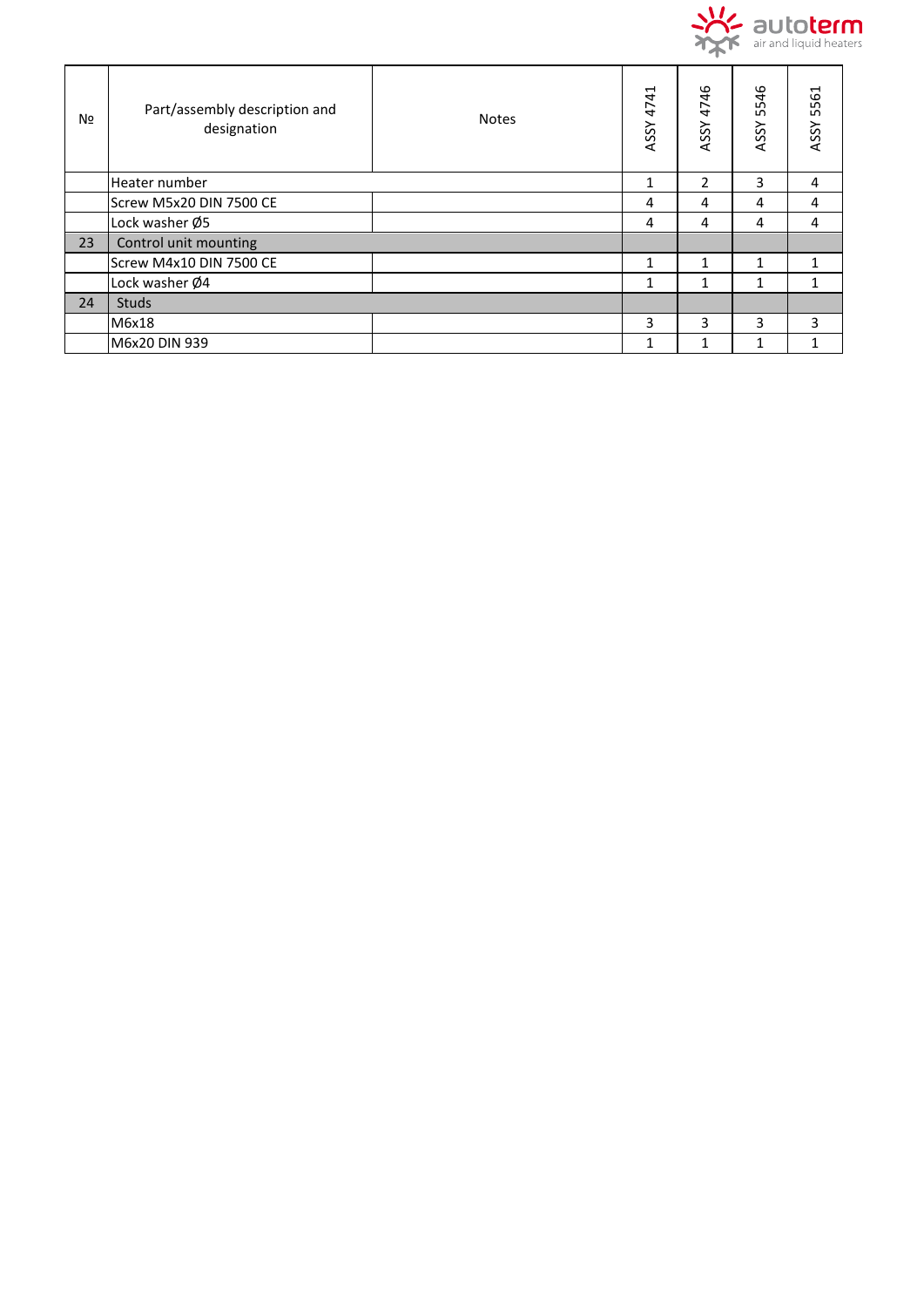| № | Part/assembly description and designation | Notes | ASSY 4741 | ASSY 4746 | ASSY 5546 | ASSY 5561 |
|---|---|---|---|---|---|---|
| | Heater number | | 1 | 2 | 3 | 4 |
| | Screw M5x20 DIN 7500 CE | | 4 | 4 | 4 | 4 |
| | Lock washer Ø5 | | 4 | 4 | 4 | 4 |
| 23 | Control unit mounting | | | | | |
| | Screw M4x10 DIN 7500 CE | | 1 | 1 | 1 | 1 |
| | Lock washer Ø4 | | 1 | 1 | 1 | 1 |
| 24 | Studs | | | | | |
| | M6x18 | | 3 | 3 | 3 | 3 |
| | M6x20 DIN 939 | | 1 | 1 | 1 | 1 |